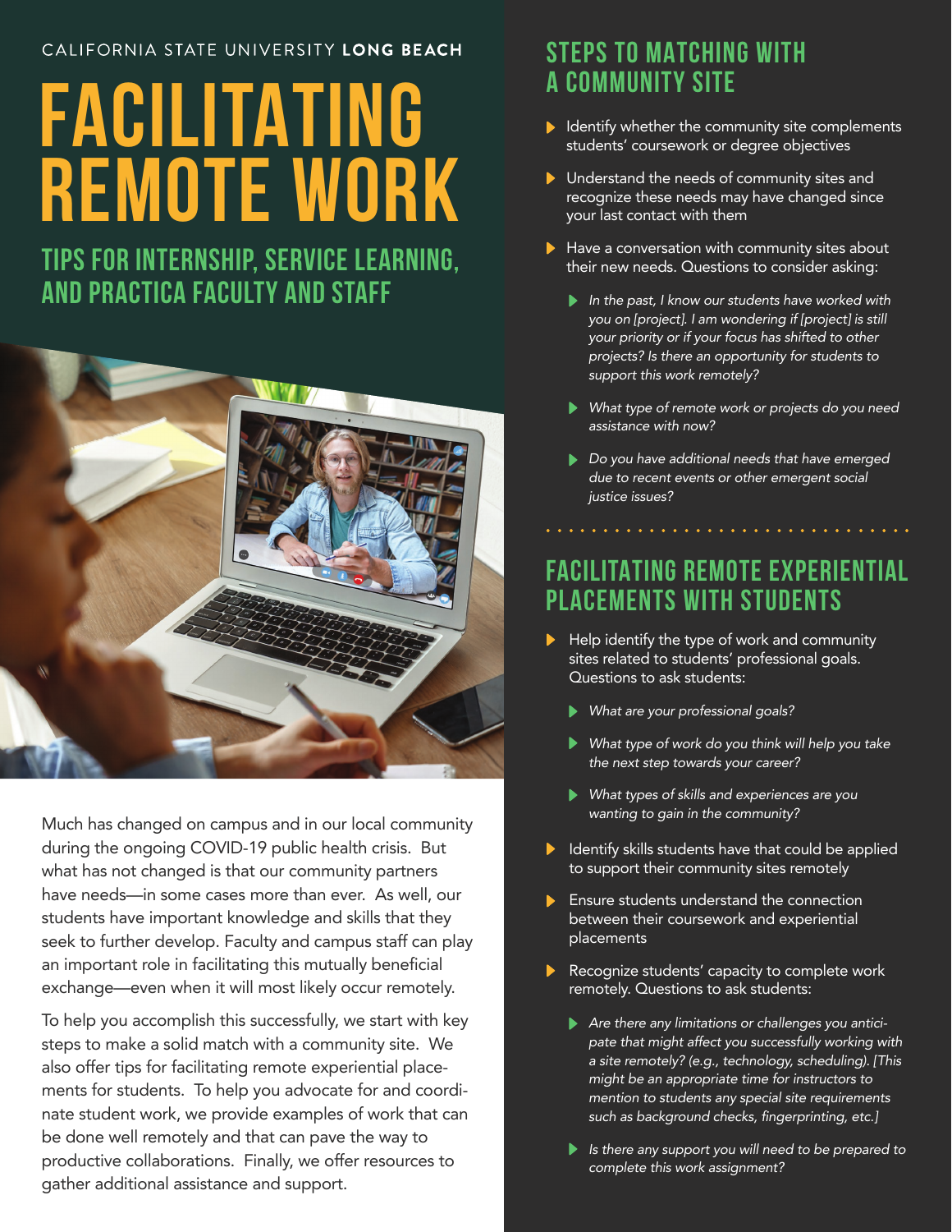CALIFORNIA STATE UNIVERSITY **LONG BEACH**

# FACILITATING REMOTE WORK

## TIPS FOR INTERNSHIP, SERVICE LEARNING, AND PRACTICA FACULTY AND STAFF

Much has changed on campus and in our local community during the ongoing COVID-19 public health crisis. But what has not changed is that our community partners have needs—in some cases more than ever. As well, our students have important knowledge and skills that they seek to further develop. Faculty and campus staff can play an important role in facilitating this mutually beneficial exchange—even when it will most likely occur remotely.

To help you accomplish this successfully, we start with key steps to make a solid match with a community site. We also offer tips for facilitating remote experiential placements for students. To help you advocate for and coordinate student work, we provide examples of work that can be done well remotely and that can pave the way to productive collaborations. Finally, we offer resources to gather additional assistance and support.

## STEPS TO MATCHING WITH A COMMUNITY SITE

- Identify whether the community site complements students' coursework or degree objectives
- Understand the needs of community sites and recognize these needs may have changed since your last contact with them
- Have a conversation with community sites about their new needs. Questions to consider asking:
  - *In the past, I know our students have worked with you on [project]. I am wondering if [project] is still your priority or if your focus has shifted to other projects? Is there an opportunity for students to support this work remotely?*
  - *What type of remote work or projects do you need assistance with now?*
  - *Do you have additional needs that have emerged due to recent events or other emergent social justice issues?*

## FACILITATING REMOTE EXPERIENTIAL PLACEMENTS WITH STUDENTS

- Help identify the type of work and community sites related to students' professional goals. Questions to ask students:
  - *What are your professional goals?*
  - *What type of work do you think will help you take the next step towards your career?*
  - *What types of skills and experiences are you wanting to gain in the community?*
- Identify skills students have that could be applied to support their community sites remotely
- Ensure students understand the connection between their coursework and experiential placements
- Recognize students' capacity to complete work remotely. Questions to ask students:
  - *Are there any limitations or challenges you anticipate that might affect you successfully working with a site remotely? (e.g., technology, scheduling). [This might be an appropriate time for instructors to mention to students any special site requirements such as background checks, fingerprinting, etc.]*
  - *Is there any support you will need to be prepared to complete this work assignment?*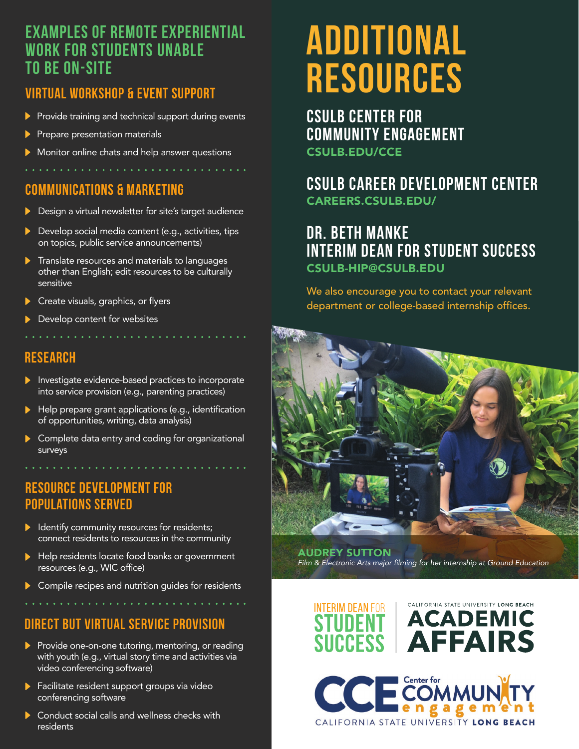## EXAMPLES OF REMOTE EXPERIENTIAL WORK FOR STUDENTS UNABLE TO BE ON-SITE

### VIRTUAL WORKSHOP & EVENT SUPPORT

- Provide training and technical support during events
- Prepare presentation materials
- Monitor online chats and help answer questions

### COMMUNICATIONS & MARKETING

- Design a virtual newsletter for site's target audience
- Develop social media content (e.g., activities, tips on topics, public service announcements)
- Translate resources and materials to languages other than English; edit resources to be culturally sensitive
- Create visuals, graphics, or flyers
- Develop content for websites

### RESEARCH

- Investigate evidence-based practices to incorporate into service provision (e.g., parenting practices)
- Help prepare grant applications (e.g., identification of opportunities, writing, data analysis)
- Complete data entry and coding for organizational surveys

### RESOURCE DEVELOPMENT FOR POPULATIONS SERVED

- Identify community resources for residents; connect residents to resources in the community
- Help residents locate food banks or government resources (e.g., WIC office)
- Compile recipes and nutrition guides for residents

### DIRECT BUT VIRTUAL SERVICE PROVISION

- Provide one-on-one tutoring, mentoring, or reading with youth (e.g., virtual story time and activities via video conferencing software)
- Facilitate resident support groups via video conferencing software
- Conduct social calls and wellness checks with residents

# ADDITIONAL RESOURCES

### CSULB CENTER FOR COMMUNITY ENGAGEMENT
**CSULB.EDU/CCE**

### CSULB CAREER DEVELOPMENT CENTER
**CAREERS.CSULB.EDU/**

### DR. BETH MANKE
### INTERIM DEAN FOR STUDENT SUCCESS
**CSULB-HIP@CSULB.EDU**

We also encourage you to contact your relevant department or college-based internship offices.

**AUDREY SUTTON**
*Film & Electronic Arts major filming for her internship at Ground Education*

INTERIM DEAN FOR STUDENT SUCCESS | CALIFORNIA STATE UNIVERSITY LONG BEACH ACADEMIC AFFAIRS

CCE Center for Community engagement
CALIFORNIA STATE UNIVERSITY LONG BEACH